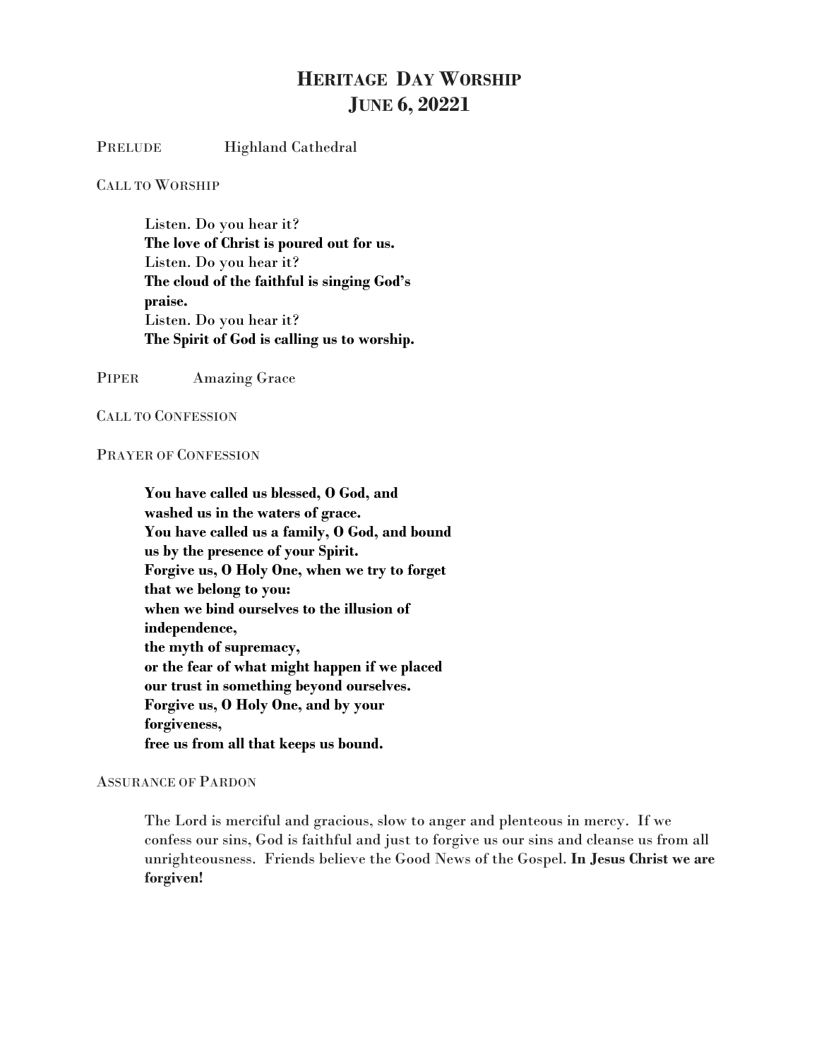# Heritage Day Worship
# June 6, 20221

Prelude Highland Cathedral

Call to Worship

> Listen. Do you hear it?
> **The love of Christ is poured out for us.**
> Listen. Do you hear it?
> **The cloud of the faithful is singing God's praise.**
> Listen. Do you hear it?
> **The Spirit of God is calling us to worship.**

Piper Amazing Grace

Call to Confession

Prayer of Confession

> **You have called us blessed, O God, and washed us in the waters of grace.**
> **You have called us a family, O God, and bound us by the presence of your Spirit.**
> **Forgive us, O Holy One, when we try to forget that we belong to you:**
> **when we bind ourselves to the illusion of independence,**
> **the myth of supremacy,**
> **or the fear of what might happen if we placed our trust in something beyond ourselves.**
> **Forgive us, O Holy One, and by your forgiveness,**
> **free us from all that keeps us bound.**

Assurance of Pardon

> The Lord is merciful and gracious, slow to anger and plenteous in mercy. If we confess our sins, God is faithful and just to forgive us our sins and cleanse us from all unrighteousness. Friends believe the Good News of the Gospel. **In Jesus Christ we are forgiven!**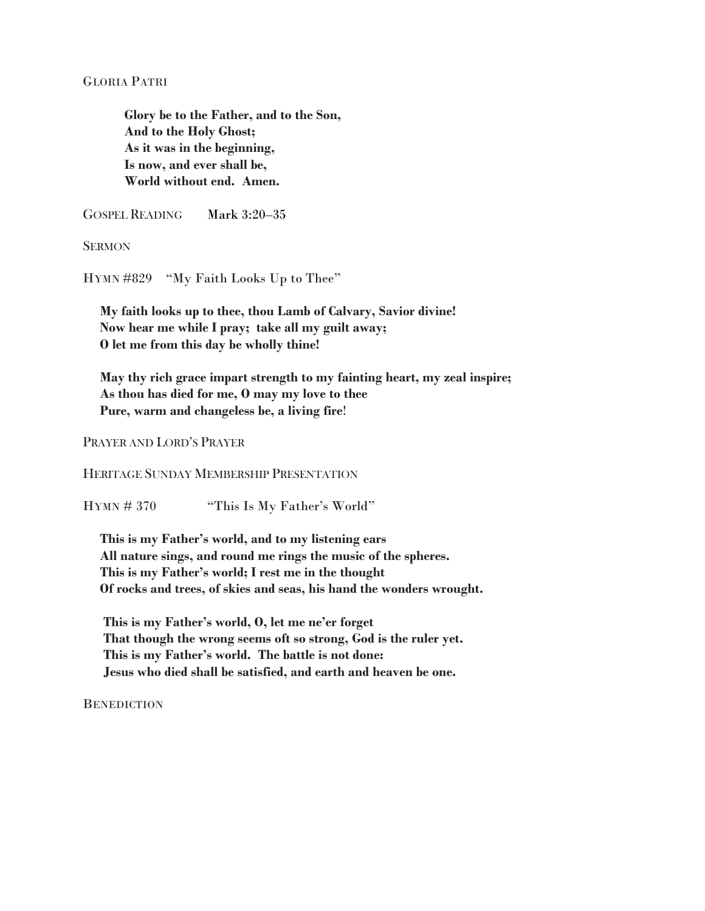GLORIA PATRI

**Glory be to the Father, and to the Son,**
**And to the Holy Ghost;**
**As it was in the beginning,**
**Is now, and ever shall be,**
**World without end. Amen.**

GOSPEL READING Mark 3:20–35

SERMON

HYMN #829 "My Faith Looks Up to Thee"

**My faith looks up to thee, thou Lamb of Calvary, Savior divine!**
**Now hear me while I pray; take all my guilt away;**
**O let me from this day be wholly thine!**

**May thy rich grace impart strength to my fainting heart, my zeal inspire;**
**As thou has died for me, O may my love to thee**
**Pure, warm and changeless be, a living fire!**

PRAYER AND LORD'S PRAYER

HERITAGE SUNDAY MEMBERSHIP PRESENTATION

HYMN # 370 "This Is My Father's World"

**This is my Father's world, and to my listening ears**
**All nature sings, and round me rings the music of the spheres.**
**This is my Father's world; I rest me in the thought**
**Of rocks and trees, of skies and seas, his hand the wonders wrought.**

**This is my Father's world, O, let me ne'er forget**
**That though the wrong seems oft so strong, God is the ruler yet.**
**This is my Father's world. The battle is not done:**
**Jesus who died shall be satisfied, and earth and heaven be one.**

BENEDICTION